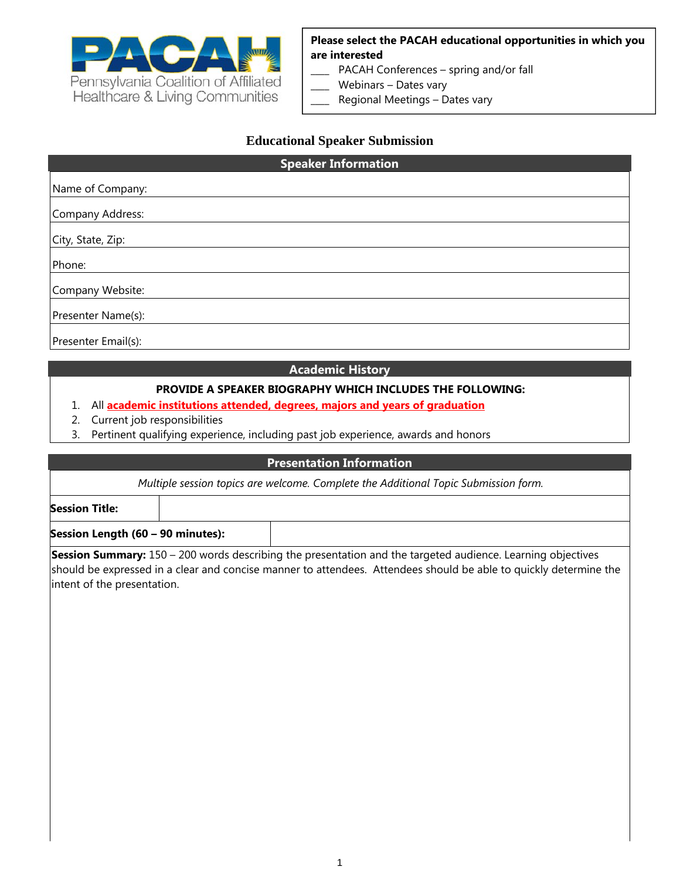PACAH
Pennsylvania Coalition of Affiliated Healthcare & Living Communities

**Please select the PACAH educational opportunities in which you are interested**

____ PACAH Conferences – spring and/or fall
____ Webinars – Dates vary
____ Regional Meetings – Dates vary

# Educational Speaker Submission

## Speaker Information

Name of Company:

Company Address:

City, State, Zip:

Phone:

Company Website:

Presenter Name(s):

Presenter Email(s):

## Academic History

**PROVIDE A SPEAKER BIOGRAPHY WHICH INCLUDES THE FOLLOWING:**

1. All **academic institutions attended, degrees, majors and years of graduation**
2. Current job responsibilities
3. Pertinent qualifying experience, including past job experience, awards and honors

## Presentation Information

*Multiple session topics are welcome. Complete the Additional Topic Submission form.*

| **Session Title:** | |
|---|---|
| **Session Length (60 – 90 minutes):** | |

**Session Summary:** 150 – 200 words describing the presentation and the targeted audience. Learning objectives should be expressed in a clear and concise manner to attendees. Attendees should be able to quickly determine the intent of the presentation.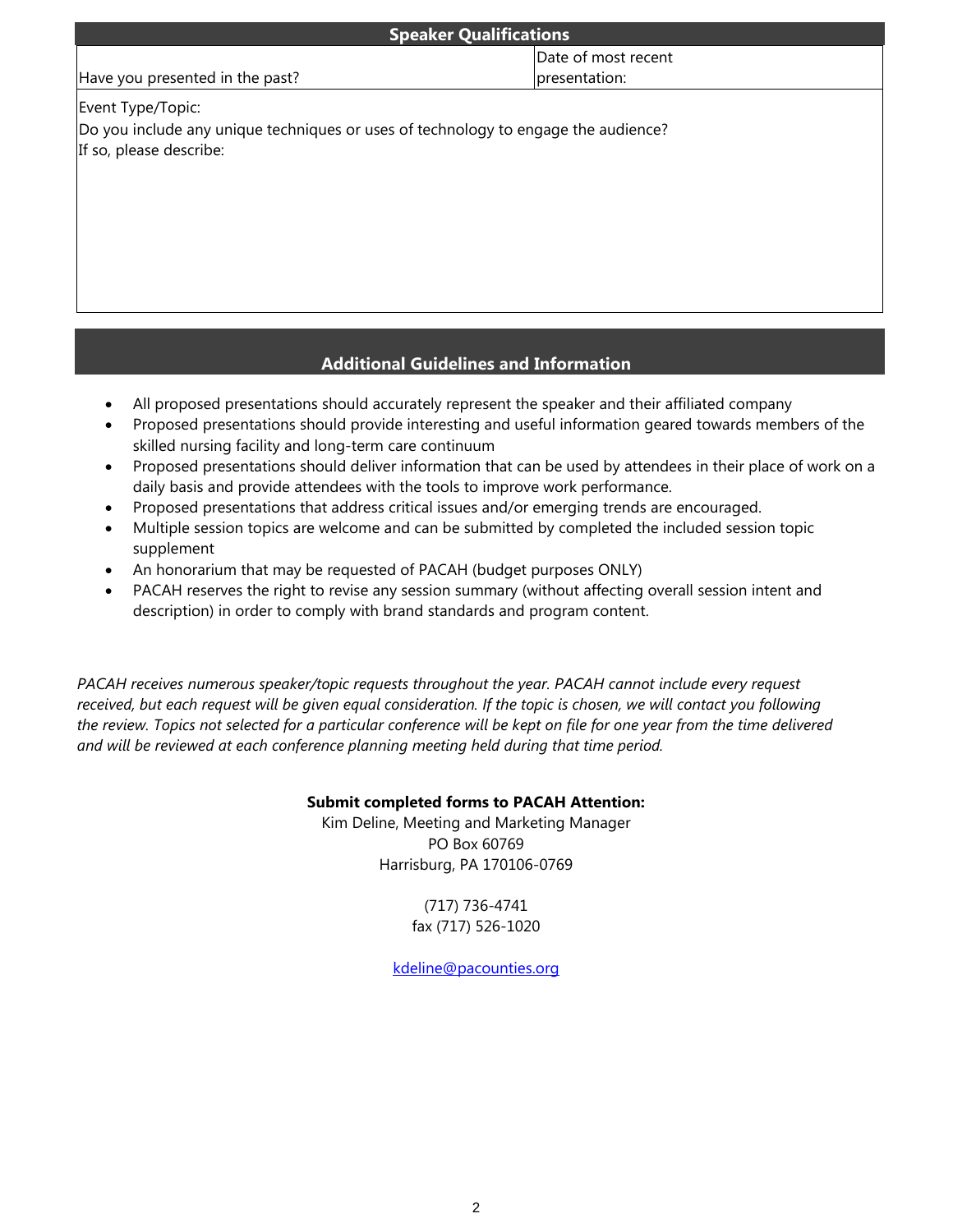## Speaker Qualifications

| Have you presented in the past? | Date of most recent presentation: |
|---|---|

Event Type/Topic:

Do you include any unique techniques or uses of technology to engage the audience?
If so, please describe:

## Additional Guidelines and Information

- All proposed presentations should accurately represent the speaker and their affiliated company
- Proposed presentations should provide interesting and useful information geared towards members of the skilled nursing facility and long-term care continuum
- Proposed presentations should deliver information that can be used by attendees in their place of work on a daily basis and provide attendees with the tools to improve work performance.
- Proposed presentations that address critical issues and/or emerging trends are encouraged.
- Multiple session topics are welcome and can be submitted by completed the included session topic supplement
- An honorarium that may be requested of PACAH (budget purposes ONLY)
- PACAH reserves the right to revise any session summary (without affecting overall session intent and description) in order to comply with brand standards and program content.

*PACAH receives numerous speaker/topic requests throughout the year. PACAH cannot include every request received, but each request will be given equal consideration. If the topic is chosen, we will contact you following the review. Topics not selected for a particular conference will be kept on file for one year from the time delivered and will be reviewed at each conference planning meeting held during that time period.*

**Submit completed forms to PACAH Attention:**
Kim Deline, Meeting and Marketing Manager
PO Box 60769
Harrisburg, PA 170106-0769

(717) 736-4741
fax (717) 526-1020

kdeline@pacounties.org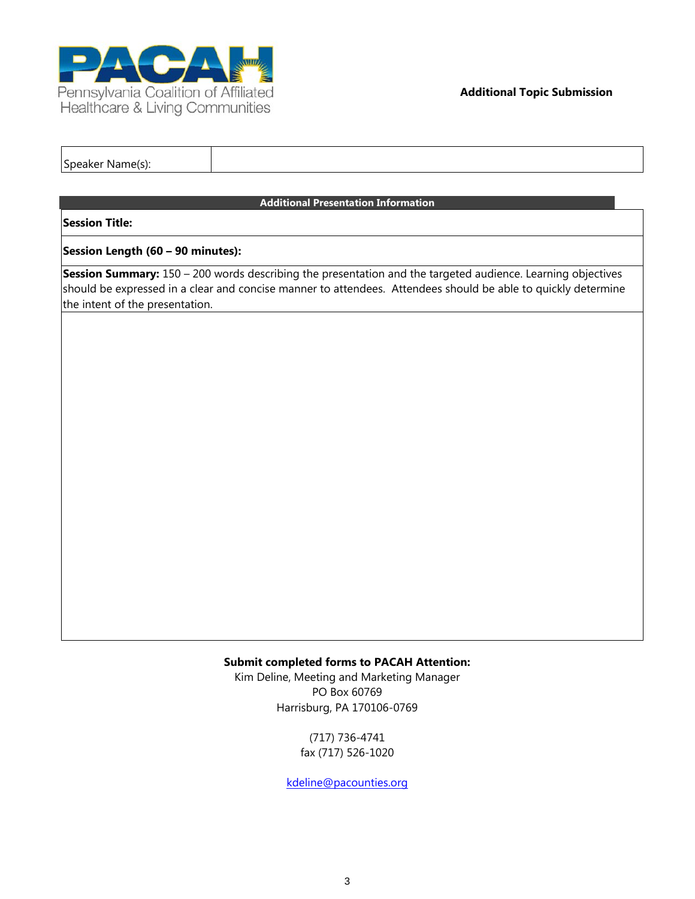Pennsylvania Coalition of Affiliated Healthcare & Living Communities

**Additional Topic Submission**

| | |
|---|---|
| Speaker Name(s): | |

**Additional Presentation Information**

| |
|---|
| **Session Title:** |
| **Session Length (60 – 90 minutes):** |
| **Session Summary:** 150 – 200 words describing the presentation and the targeted audience. Learning objectives should be expressed in a clear and concise manner to attendees. Attendees should be able to quickly determine the intent of the presentation. |
| |

**Submit completed forms to PACAH Attention:**

Kim Deline, Meeting and Marketing Manager
PO Box 60769
Harrisburg, PA 170106-0769

(717) 736-4741
fax (717) 526-1020

kdeline@pacounties.org